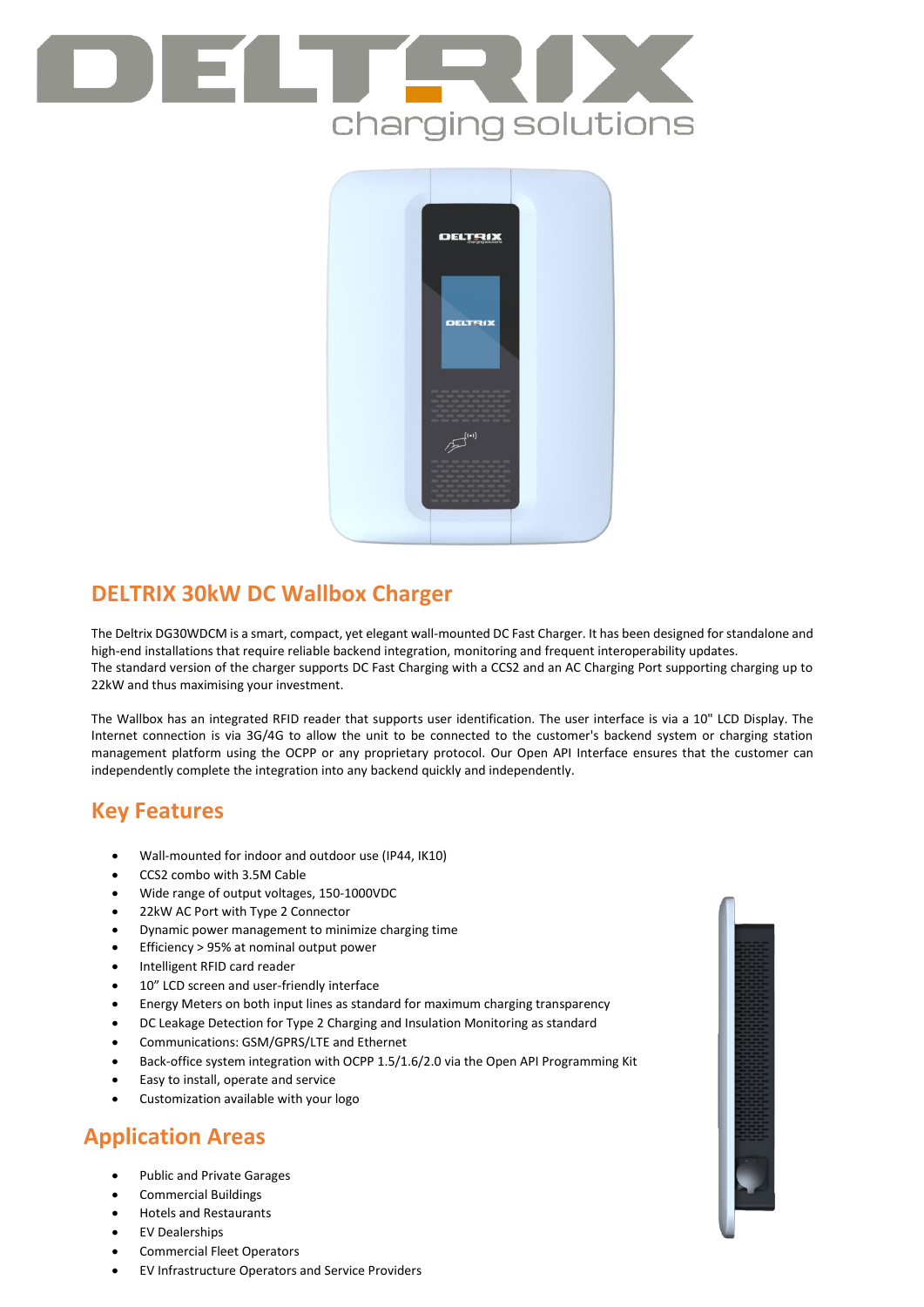DELTRIX charging solutions

## DELTRIX 30kW DC Wallbox Charger

The Deltrix DG30WDCM is a smart, compact, yet elegant wall-mounted DC Fast Charger. It has been designed for standalone and high-end installations that require reliable backend integration, monitoring and frequent interoperability updates.
The standard version of the charger supports DC Fast Charging with a CCS2 and an AC Charging Port supporting charging up to 22kW and thus maximising your investment.

The Wallbox has an integrated RFID reader that supports user identification. The user interface is via a 10" LCD Display. The Internet connection is via 3G/4G to allow the unit to be connected to the customer's backend system or charging station management platform using the OCPP or any proprietary protocol. Our Open API Interface ensures that the customer can independently complete the integration into any backend quickly and independently.

## Key Features

- Wall-mounted for indoor and outdoor use (IP44, IK10)
- CCS2 combo with 3.5M Cable
- Wide range of output voltages, 150-1000VDC
- 22kW AC Port with Type 2 Connector
- Dynamic power management to minimize charging time
- Efficiency > 95% at nominal output power
- Intelligent RFID card reader
- 10" LCD screen and user-friendly interface
- Energy Meters on both input lines as standard for maximum charging transparency
- DC Leakage Detection for Type 2 Charging and Insulation Monitoring as standard
- Communications: GSM/GPRS/LTE and Ethernet
- Back-office system integration with OCPP 1.5/1.6/2.0 via the Open API Programming Kit
- Easy to install, operate and service
- Customization available with your logo

## Application Areas

- Public and Private Garages
- Commercial Buildings
- Hotels and Restaurants
- EV Dealerships
- Commercial Fleet Operators
- EV Infrastructure Operators and Service Providers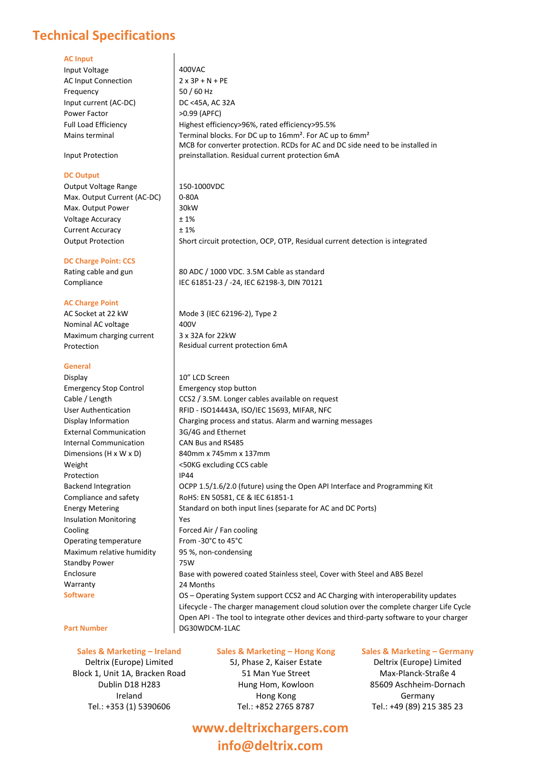# Technical Specifications

| | |
|---|---|
| **AC Input** | |
| Input Voltage | 400VAC |
| AC Input Connection | 2 x 3P + N + PE |
| Frequency | 50 / 60 Hz |
| Input current (AC-DC) | DC <45A, AC 32A |
| Power Factor | >0.99 (APFC) |
| Full Load Efficiency | Highest efficiency>96%, rated efficiency>95.5% |
| Mains terminal | Terminal blocks. For DC up to 16mm². For AC up to 6mm² |
| Input Protection | MCB for converter protection. RCDs for AC and DC side need to be installed in preinstallation. Residual current protection 6mA |
| **DC Output** | |
| Output Voltage Range | 150-1000VDC |
| Max. Output Current (AC-DC) | 0-80A |
| Max. Output Power | 30kW |
| Voltage Accuracy | ± 1% |
| Current Accuracy | ± 1% |
| Output Protection | Short circuit protection, OCP, OTP, Residual current detection is integrated |
| **DC Charge Point: CCS** | |
| Rating cable and gun | 80 ADC / 1000 VDC. 3.5M Cable as standard |
| Compliance | IEC 61851-23 / -24, IEC 62198-3, DIN 70121 |
| **AC Charge Point** | |
| AC Socket at 22 kW | Mode 3 (IEC 62196-2), Type 2 |
| Nominal AC voltage | 400V |
| Maximum charging current | 3 x 32A for 22kW |
| Protection | Residual current protection 6mA |
| **General** | |
| Display | 10" LCD Screen |
| Emergency Stop Control | Emergency stop button |
| Cable / Length | CCS2 / 3.5M. Longer cables available on request |
| User Authentication | RFID - ISO14443A, ISO/IEC 15693, MIFAR, NFC |
| Display Information | Charging process and status. Alarm and warning messages |
| External Communication | 3G/4G and Ethernet |
| Internal Communication | CAN Bus and RS485 |
| Dimensions (H x W x D) | 840mm x 745mm x 137mm |
| Weight | <50KG excluding CCS cable |
| Protection | IP44 |
| Backend Integration | OCPP 1.5/1.6/2.0 (future) using the Open API Interface and Programming Kit |
| Compliance and safety | RoHS: EN 50581, CE & IEC 61851-1 |
| Energy Metering | Standard on both input lines (separate for AC and DC Ports) |
| Insulation Monitoring | Yes |
| Cooling | Forced Air / Fan cooling |
| Operating temperature | From -30°C to 45°C |
| Maximum relative humidity | 95 %, non-condensing |
| Standby Power | 75W |
| Enclosure | Base with powered coated Stainless steel, Cover with Steel and ABS Bezel |
| Warranty | 24 Months |
| **Software** | OS – Operating System support CCS2 and AC Charging with interoperability updates<br>Lifecycle - The charger management cloud solution over the complete charger Life Cycle<br>Open API - The tool to integrate other devices and third-party software to your charger |
| **Part Number** | DG30WDCM-1LAC |

**Sales & Marketing – Ireland**
Deltrix (Europe) Limited
Block 1, Unit 1A, Bracken Road
Dublin D18 H283
Ireland
Tel.: +353 (1) 5390606

**Sales & Marketing – Hong Kong**
5J, Phase 2, Kaiser Estate
51 Man Yue Street
Hung Hom, Kowloon
Hong Kong
Tel.: +852 2765 8787

**Sales & Marketing – Germany**
Deltrix (Europe) Limited
Max-Planck-Straße 4
85609 Aschheim-Dornach
Germany
Tel.: +49 (89) 215 385 23

**www.deltrixchargers.com**
**info@deltrix.com**